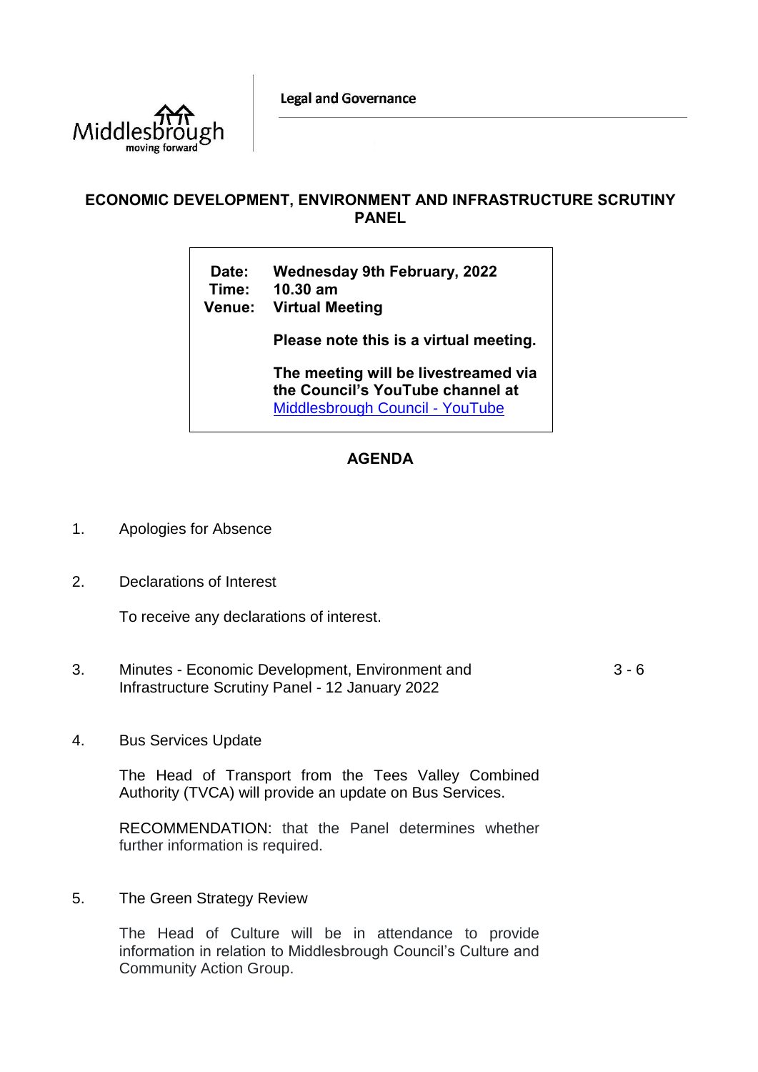Middlesbrough
moving forward

Legal and Governance

# ECONOMIC DEVELOPMENT, ENVIRONMENT AND INFRASTRUCTURE SCRUTINY PANEL

| | |
|---|---|
| **Date:** | **Wednesday 9th February, 2022** |
| **Time:** | **10.30 am** |
| **Venue:** | **Virtual Meeting** |
| | **Please note this is a virtual meeting.** |
| | **The meeting will be livestreamed via the Council's YouTube channel at** [Middlesbrough Council - YouTube](Middlesbrough Council - YouTube) |

## AGENDA

1. Apologies for Absence

2. Declarations of Interest

   To receive any declarations of interest.

3. Minutes - Economic Development, Environment and Infrastructure Scrutiny Panel - 12 January 2022 — 3 - 6

4. Bus Services Update

   The Head of Transport from the Tees Valley Combined Authority (TVCA) will provide an update on Bus Services.

   RECOMMENDATION: that the Panel determines whether further information is required.

5. The Green Strategy Review

   The Head of Culture will be in attendance to provide information in relation to Middlesbrough Council's Culture and Community Action Group.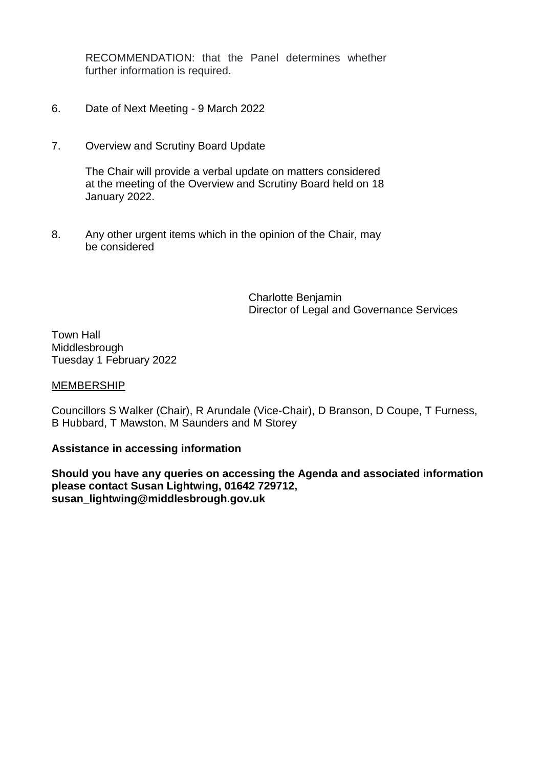RECOMMENDATION: that the Panel determines whether further information is required.

6. Date of Next Meeting - 9 March 2022

7. Overview and Scrutiny Board Update

   The Chair will provide a verbal update on matters considered at the meeting of the Overview and Scrutiny Board held on 18 January 2022.

8. Any other urgent items which in the opinion of the Chair, may be considered

Charlotte Benjamin
Director of Legal and Governance Services

Town Hall
Middlesbrough
Tuesday 1 February 2022

MEMBERSHIP

Councillors S Walker (Chair), R Arundale (Vice-Chair), D Branson, D Coupe, T Furness, B Hubbard, T Mawston, M Saunders and M Storey

**Assistance in accessing information**

**Should you have any queries on accessing the Agenda and associated information please contact Susan Lightwing, 01642 729712, susan_lightwing@middlesbrough.gov.uk**